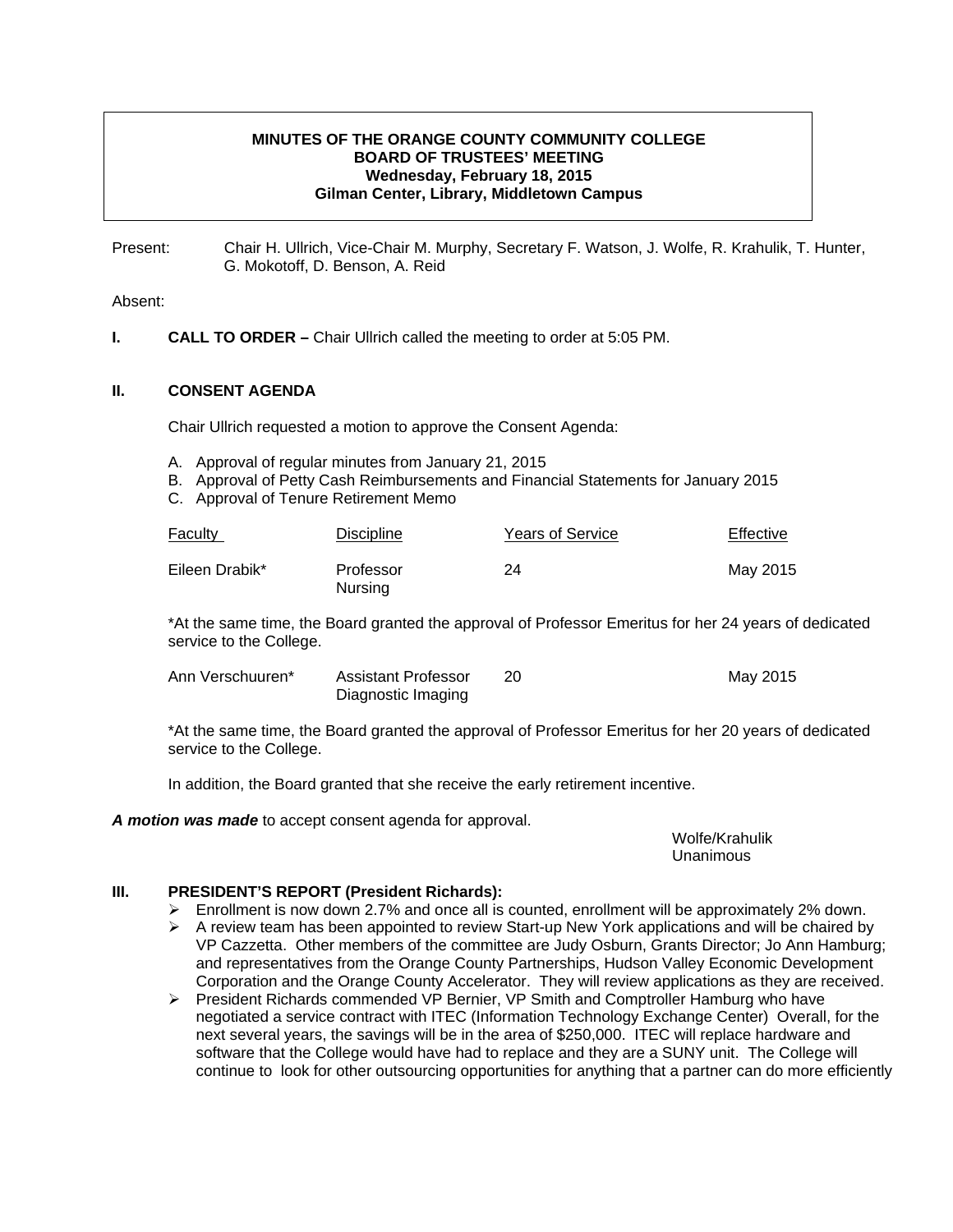**MINUTES OF THE ORANGE COUNTY COMMUNITY COLLEGE**
**BOARD OF TRUSTEES' MEETING**
**Wednesday, February 18, 2015**
**Gilman Center, Library, Middletown Campus**

Present: Chair H. Ullrich, Vice-Chair M. Murphy, Secretary F. Watson, J. Wolfe, R. Krahulik, T. Hunter, G. Mokotoff, D. Benson, A. Reid

Absent:

## I. CALL TO ORDER – Chair Ullrich called the meeting to order at 5:05 PM.

## II. CONSENT AGENDA

Chair Ullrich requested a motion to approve the Consent Agenda:

A. Approval of regular minutes from January 21, 2015
B. Approval of Petty Cash Reimbursements and Financial Statements for January 2015
C. Approval of Tenure Retirement Memo

| Faculty | Discipline | Years of Service | Effective |
|---|---|---|---|
| Eileen Drabik* | Professor Nursing | 24 | May 2015 |

*At the same time, the Board granted the approval of Professor Emeritus for her 24 years of dedicated service to the College.

| | | | |
|---|---|---|---|
| Ann Verschuuren* | Assistant Professor Diagnostic Imaging | 20 | May 2015 |

*At the same time, the Board granted the approval of Professor Emeritus for her 20 years of dedicated service to the College.

In addition, the Board granted that she receive the early retirement incentive.

***A motion was made*** to accept consent agenda for approval.

Wolfe/Krahulik
Unanimous

## III. PRESIDENT'S REPORT (President Richards):

- Enrollment is now down 2.7% and once all is counted, enrollment will be approximately 2% down.
- A review team has been appointed to review Start-up New York applications and will be chaired by VP Cazzetta. Other members of the committee are Judy Osburn, Grants Director; Jo Ann Hamburg; and representatives from the Orange County Partnerships, Hudson Valley Economic Development Corporation and the Orange County Accelerator. They will review applications as they are received.
- President Richards commended VP Bernier, VP Smith and Comptroller Hamburg who have negotiated a service contract with ITEC (Information Technology Exchange Center) Overall, for the next several years, the savings will be in the area of $250,000. ITEC will replace hardware and software that the College would have had to replace and they are a SUNY unit. The College will continue to look for other outsourcing opportunities for anything that a partner can do more efficiently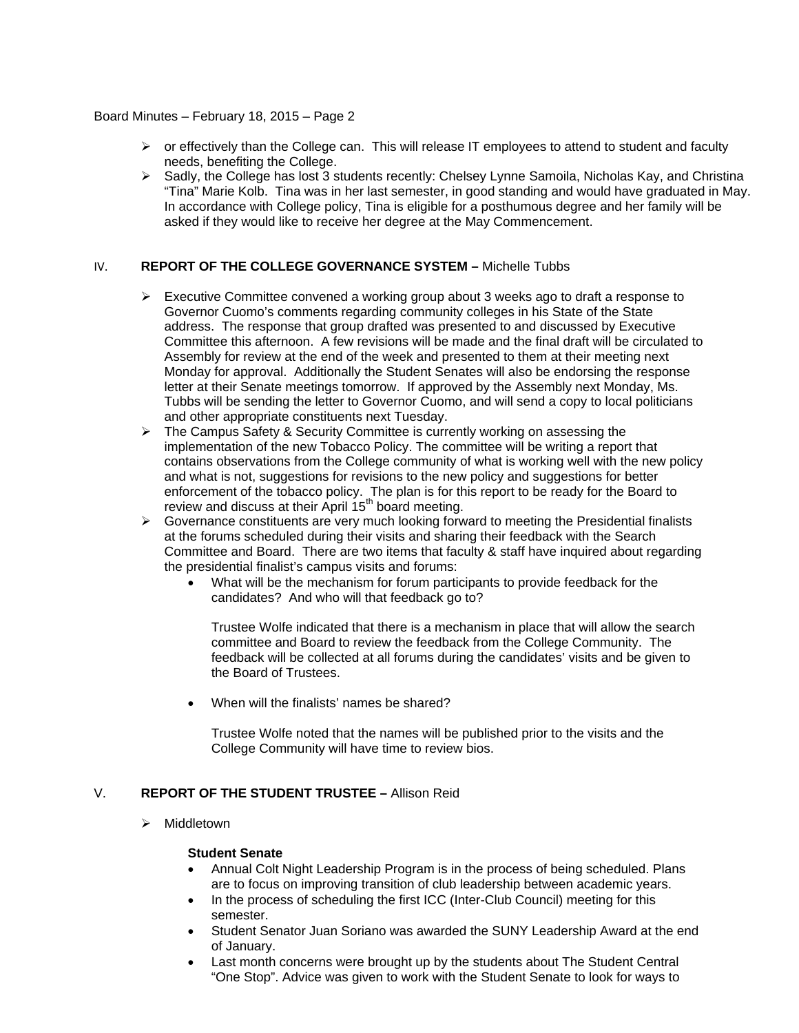- or effectively than the College can. This will release IT employees to attend to student and faculty needs, benefiting the College.
- Sadly, the College has lost 3 students recently: Chelsey Lynne Samoila, Nicholas Kay, and Christina "Tina" Marie Kolb. Tina was in her last semester, in good standing and would have graduated in May. In accordance with College policy, Tina is eligible for a posthumous degree and her family will be asked if they would like to receive her degree at the May Commencement.

## IV. REPORT OF THE COLLEGE GOVERNANCE SYSTEM – Michelle Tubbs

- Executive Committee convened a working group about 3 weeks ago to draft a response to Governor Cuomo's comments regarding community colleges in his State of the State address. The response that group drafted was presented to and discussed by Executive Committee this afternoon. A few revisions will be made and the final draft will be circulated to Assembly for review at the end of the week and presented to them at their meeting next Monday for approval. Additionally the Student Senates will also be endorsing the response letter at their Senate meetings tomorrow. If approved by the Assembly next Monday, Ms. Tubbs will be sending the letter to Governor Cuomo, and will send a copy to local politicians and other appropriate constituents next Tuesday.
- The Campus Safety & Security Committee is currently working on assessing the implementation of the new Tobacco Policy. The committee will be writing a report that contains observations from the College community of what is working well with the new policy and what is not, suggestions for revisions to the new policy and suggestions for better enforcement of the tobacco policy. The plan is for this report to be ready for the Board to review and discuss at their April 15th board meeting.
- Governance constituents are very much looking forward to meeting the Presidential finalists at the forums scheduled during their visits and sharing their feedback with the Search Committee and Board. There are two items that faculty & staff have inquired about regarding the presidential finalist's campus visits and forums:
  - What will be the mechanism for forum participants to provide feedback for the candidates? And who will that feedback go to?

    Trustee Wolfe indicated that there is a mechanism in place that will allow the search committee and Board to review the feedback from the College Community. The feedback will be collected at all forums during the candidates' visits and be given to the Board of Trustees.

  - When will the finalists' names be shared?

    Trustee Wolfe noted that the names will be published prior to the visits and the College Community will have time to review bios.

## V. REPORT OF THE STUDENT TRUSTEE – Allison Reid

- Middletown

  **Student Senate**
  - Annual Colt Night Leadership Program is in the process of being scheduled. Plans are to focus on improving transition of club leadership between academic years.
  - In the process of scheduling the first ICC (Inter-Club Council) meeting for this semester.
  - Student Senator Juan Soriano was awarded the SUNY Leadership Award at the end of January.
  - Last month concerns were brought up by the students about The Student Central "One Stop". Advice was given to work with the Student Senate to look for ways to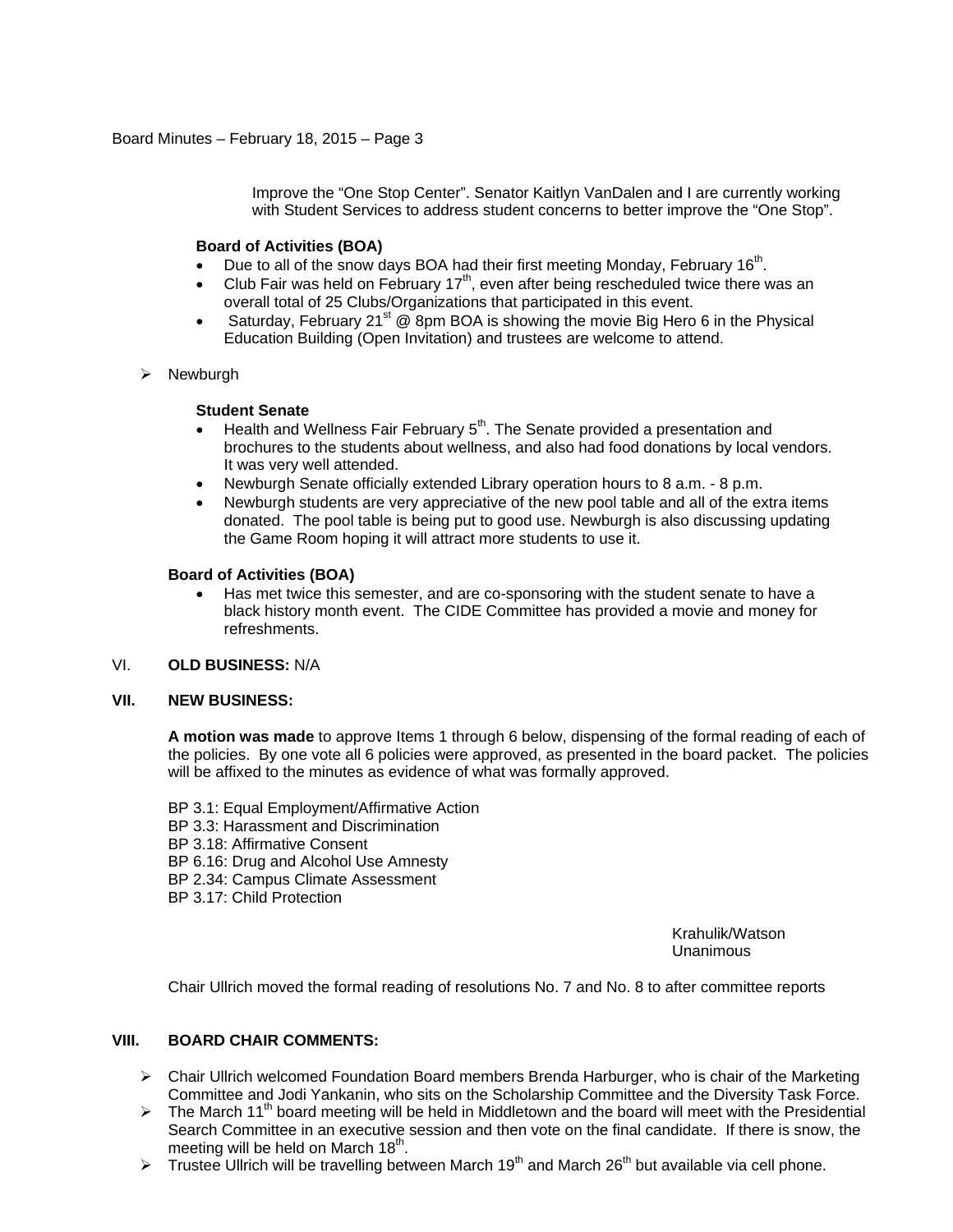Improve the "One Stop Center". Senator Kaitlyn VanDalen and I are currently working with Student Services to address student concerns to better improve the "One Stop".

**Board of Activities (BOA)**

- Due to all of the snow days BOA had their first meeting Monday, February 16th.
- Club Fair was held on February 17th, even after being rescheduled twice there was an overall total of 25 Clubs/Organizations that participated in this event.
- Saturday, February 21st @ 8pm BOA is showing the movie Big Hero 6 in the Physical Education Building (Open Invitation) and trustees are welcome to attend.

➢ Newburgh

**Student Senate**

- Health and Wellness Fair February 5th. The Senate provided a presentation and brochures to the students about wellness, and also had food donations by local vendors. It was very well attended.
- Newburgh Senate officially extended Library operation hours to 8 a.m. - 8 p.m.
- Newburgh students are very appreciative of the new pool table and all of the extra items donated. The pool table is being put to good use. Newburgh is also discussing updating the Game Room hoping it will attract more students to use it.

**Board of Activities (BOA)**

- Has met twice this semester, and are co-sponsoring with the student senate to have a black history month event. The CIDE Committee has provided a movie and money for refreshments.

VI. **OLD BUSINESS:** N/A

**VII. NEW BUSINESS:**

**A motion was made** to approve Items 1 through 6 below, dispensing of the formal reading of each of the policies. By one vote all 6 policies were approved, as presented in the board packet. The policies will be affixed to the minutes as evidence of what was formally approved.

BP 3.1: Equal Employment/Affirmative Action
BP 3.3: Harassment and Discrimination
BP 3.18: Affirmative Consent
BP 6.16: Drug and Alcohol Use Amnesty
BP 2.34: Campus Climate Assessment
BP 3.17: Child Protection

Krahulik/Watson
Unanimous

Chair Ullrich moved the formal reading of resolutions No. 7 and No. 8 to after committee reports

**VIII. BOARD CHAIR COMMENTS:**

➢ Chair Ullrich welcomed Foundation Board members Brenda Harburger, who is chair of the Marketing Committee and Jodi Yankanin, who sits on the Scholarship Committee and the Diversity Task Force.

➢ The March 11th board meeting will be held in Middletown and the board will meet with the Presidential Search Committee in an executive session and then vote on the final candidate. If there is snow, the meeting will be held on March 18th.

➢ Trustee Ullrich will be travelling between March 19th and March 26th but available via cell phone.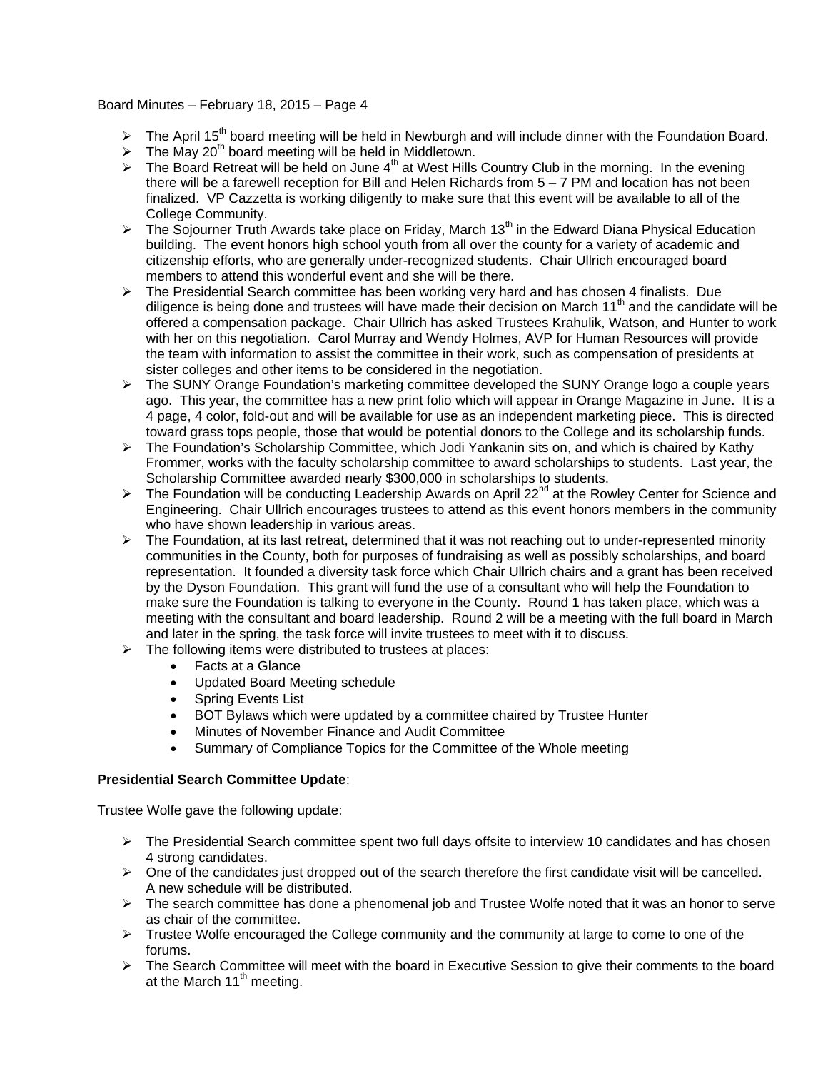- The April 15th board meeting will be held in Newburgh and will include dinner with the Foundation Board.
- The May 20th board meeting will be held in Middletown.
- The Board Retreat will be held on June 4th at West Hills Country Club in the morning. In the evening there will be a farewell reception for Bill and Helen Richards from 5 – 7 PM and location has not been finalized. VP Cazzetta is working diligently to make sure that this event will be available to all of the College Community.
- The Sojourner Truth Awards take place on Friday, March 13th in the Edward Diana Physical Education building. The event honors high school youth from all over the county for a variety of academic and citizenship efforts, who are generally under-recognized students. Chair Ullrich encouraged board members to attend this wonderful event and she will be there.
- The Presidential Search committee has been working very hard and has chosen 4 finalists. Due diligence is being done and trustees will have made their decision on March 11th and the candidate will be offered a compensation package. Chair Ullrich has asked Trustees Krahulik, Watson, and Hunter to work with her on this negotiation. Carol Murray and Wendy Holmes, AVP for Human Resources will provide the team with information to assist the committee in their work, such as compensation of presidents at sister colleges and other items to be considered in the negotiation.
- The SUNY Orange Foundation's marketing committee developed the SUNY Orange logo a couple years ago. This year, the committee has a new print folio which will appear in Orange Magazine in June. It is a 4 page, 4 color, fold-out and will be available for use as an independent marketing piece. This is directed toward grass tops people, those that would be potential donors to the College and its scholarship funds.
- The Foundation's Scholarship Committee, which Jodi Yankanin sits on, and which is chaired by Kathy Frommer, works with the faculty scholarship committee to award scholarships to students. Last year, the Scholarship Committee awarded nearly $300,000 in scholarships to students.
- The Foundation will be conducting Leadership Awards on April 22nd at the Rowley Center for Science and Engineering. Chair Ullrich encourages trustees to attend as this event honors members in the community who have shown leadership in various areas.
- The Foundation, at its last retreat, determined that it was not reaching out to under-represented minority communities in the County, both for purposes of fundraising as well as possibly scholarships, and board representation. It founded a diversity task force which Chair Ullrich chairs and a grant has been received by the Dyson Foundation. This grant will fund the use of a consultant who will help the Foundation to make sure the Foundation is talking to everyone in the County. Round 1 has taken place, which was a meeting with the consultant and board leadership. Round 2 will be a meeting with the full board in March and later in the spring, the task force will invite trustees to meet with it to discuss.
- The following items were distributed to trustees at places:
  - Facts at a Glance
  - Updated Board Meeting schedule
  - Spring Events List
  - BOT Bylaws which were updated by a committee chaired by Trustee Hunter
  - Minutes of November Finance and Audit Committee
  - Summary of Compliance Topics for the Committee of the Whole meeting

**Presidential Search Committee Update**:

Trustee Wolfe gave the following update:

- The Presidential Search committee spent two full days offsite to interview 10 candidates and has chosen 4 strong candidates.
- One of the candidates just dropped out of the search therefore the first candidate visit will be cancelled. A new schedule will be distributed.
- The search committee has done a phenomenal job and Trustee Wolfe noted that it was an honor to serve as chair of the committee.
- Trustee Wolfe encouraged the College community and the community at large to come to one of the forums.
- The Search Committee will meet with the board in Executive Session to give their comments to the board at the March 11th meeting.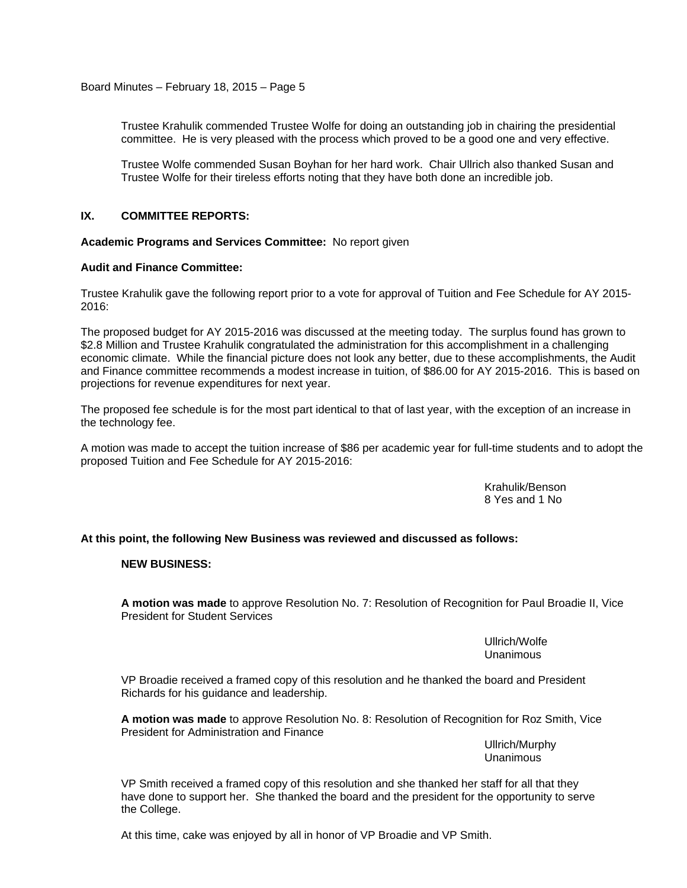Trustee Krahulik commended Trustee Wolfe for doing an outstanding job in chairing the presidential committee. He is very pleased with the process which proved to be a good one and very effective.

Trustee Wolfe commended Susan Boyhan for her hard work. Chair Ullrich also thanked Susan and Trustee Wolfe for their tireless efforts noting that they have both done an incredible job.

## IX. COMMITTEE REPORTS:

**Academic Programs and Services Committee:** No report given

**Audit and Finance Committee:**

Trustee Krahulik gave the following report prior to a vote for approval of Tuition and Fee Schedule for AY 2015-2016:

The proposed budget for AY 2015-2016 was discussed at the meeting today. The surplus found has grown to $2.8 Million and Trustee Krahulik congratulated the administration for this accomplishment in a challenging economic climate. While the financial picture does not look any better, due to these accomplishments, the Audit and Finance committee recommends a modest increase in tuition, of $86.00 for AY 2015-2016. This is based on projections for revenue expenditures for next year.

The proposed fee schedule is for the most part identical to that of last year, with the exception of an increase in the technology fee.

A motion was made to accept the tuition increase of $86 per academic year for full-time students and to adopt the proposed Tuition and Fee Schedule for AY 2015-2016:

Krahulik/Benson
8 Yes and 1 No

**At this point, the following New Business was reviewed and discussed as follows:**

**NEW BUSINESS:**

**A motion was made** to approve Resolution No. 7: Resolution of Recognition for Paul Broadie II, Vice President for Student Services

Ullrich/Wolfe
Unanimous

VP Broadie received a framed copy of this resolution and he thanked the board and President Richards for his guidance and leadership.

**A motion was made** to approve Resolution No. 8: Resolution of Recognition for Roz Smith, Vice President for Administration and Finance

Ullrich/Murphy
Unanimous

VP Smith received a framed copy of this resolution and she thanked her staff for all that they have done to support her. She thanked the board and the president for the opportunity to serve the College.

At this time, cake was enjoyed by all in honor of VP Broadie and VP Smith.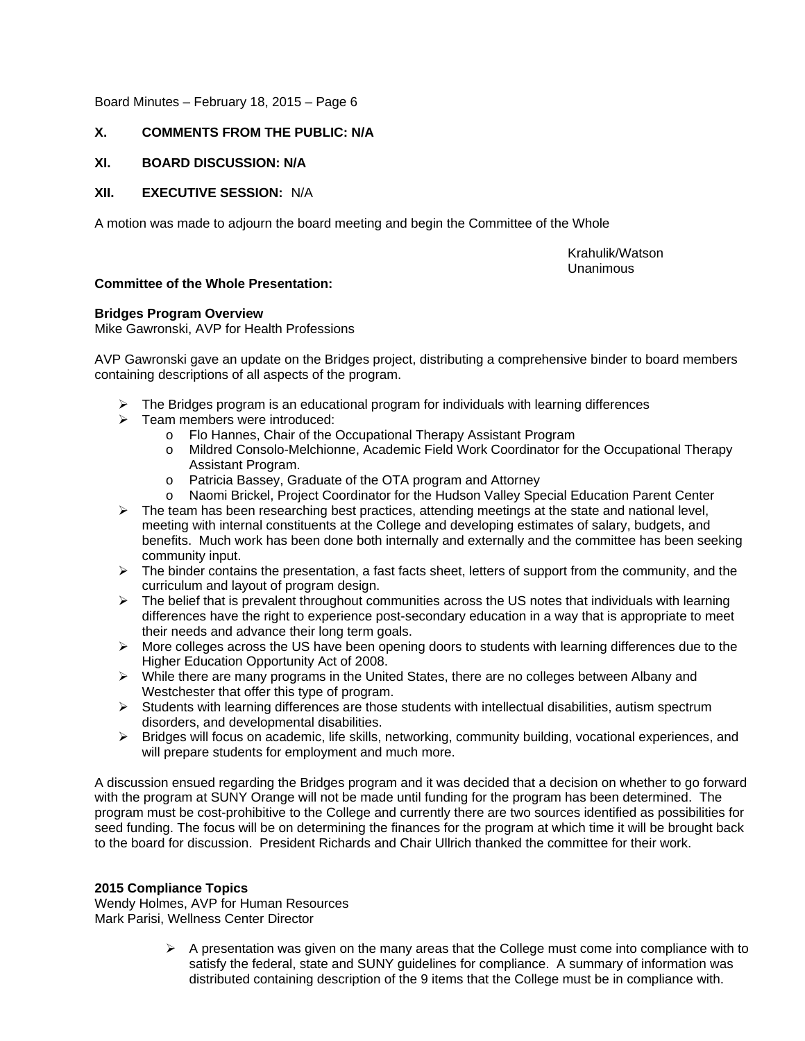**X. COMMENTS FROM THE PUBLIC: N/A**

**XI. BOARD DISCUSSION: N/A**

**XII. EXECUTIVE SESSION:** N/A

A motion was made to adjourn the board meeting and begin the Committee of the Whole

Krahulik/Watson
Unanimous

**Committee of the Whole Presentation:**

**Bridges Program Overview**
Mike Gawronski, AVP for Health Professions

AVP Gawronski gave an update on the Bridges project, distributing a comprehensive binder to board members containing descriptions of all aspects of the program.

- The Bridges program is an educational program for individuals with learning differences
- Team members were introduced:
  - Flo Hannes, Chair of the Occupational Therapy Assistant Program
  - Mildred Consolo-Melchionne, Academic Field Work Coordinator for the Occupational Therapy Assistant Program.
  - Patricia Bassey, Graduate of the OTA program and Attorney
  - Naomi Brickel, Project Coordinator for the Hudson Valley Special Education Parent Center
- The team has been researching best practices, attending meetings at the state and national level, meeting with internal constituents at the College and developing estimates of salary, budgets, and benefits. Much work has been done both internally and externally and the committee has been seeking community input.
- The binder contains the presentation, a fast facts sheet, letters of support from the community, and the curriculum and layout of program design.
- The belief that is prevalent throughout communities across the US notes that individuals with learning differences have the right to experience post-secondary education in a way that is appropriate to meet their needs and advance their long term goals.
- More colleges across the US have been opening doors to students with learning differences due to the Higher Education Opportunity Act of 2008.
- While there are many programs in the United States, there are no colleges between Albany and Westchester that offer this type of program.
- Students with learning differences are those students with intellectual disabilities, autism spectrum disorders, and developmental disabilities.
- Bridges will focus on academic, life skills, networking, community building, vocational experiences, and will prepare students for employment and much more.

A discussion ensued regarding the Bridges program and it was decided that a decision on whether to go forward with the program at SUNY Orange will not be made until funding for the program has been determined. The program must be cost-prohibitive to the College and currently there are two sources identified as possibilities for seed funding. The focus will be on determining the finances for the program at which time it will be brought back to the board for discussion. President Richards and Chair Ullrich thanked the committee for their work.

**2015 Compliance Topics**
Wendy Holmes, AVP for Human Resources
Mark Parisi, Wellness Center Director

- A presentation was given on the many areas that the College must come into compliance with to satisfy the federal, state and SUNY guidelines for compliance. A summary of information was distributed containing description of the 9 items that the College must be in compliance with.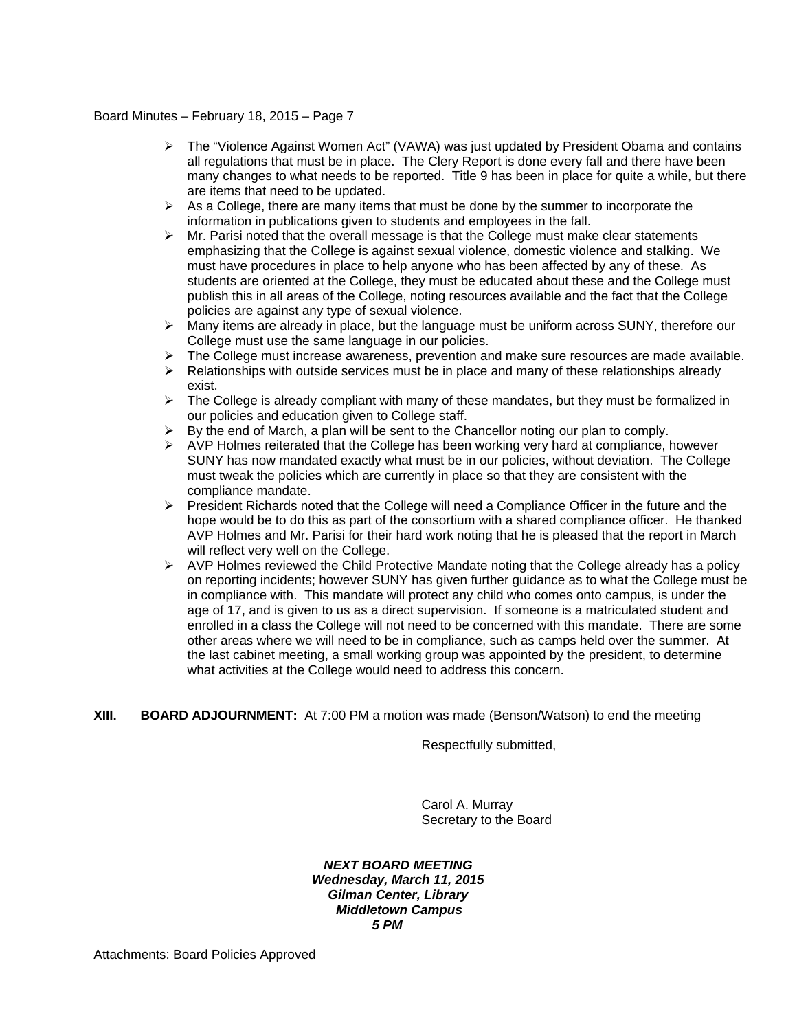- The “Violence Against Women Act” (VAWA) was just updated by President Obama and contains all regulations that must be in place. The Clery Report is done every fall and there have been many changes to what needs to be reported. Title 9 has been in place for quite a while, but there are items that need to be updated.
- As a College, there are many items that must be done by the summer to incorporate the information in publications given to students and employees in the fall.
- Mr. Parisi noted that the overall message is that the College must make clear statements emphasizing that the College is against sexual violence, domestic violence and stalking. We must have procedures in place to help anyone who has been affected by any of these. As students are oriented at the College, they must be educated about these and the College must publish this in all areas of the College, noting resources available and the fact that the College policies are against any type of sexual violence.
- Many items are already in place, but the language must be uniform across SUNY, therefore our College must use the same language in our policies.
- The College must increase awareness, prevention and make sure resources are made available.
- Relationships with outside services must be in place and many of these relationships already exist.
- The College is already compliant with many of these mandates, but they must be formalized in our policies and education given to College staff.
- By the end of March, a plan will be sent to the Chancellor noting our plan to comply.
- AVP Holmes reiterated that the College has been working very hard at compliance, however SUNY has now mandated exactly what must be in our policies, without deviation. The College must tweak the policies which are currently in place so that they are consistent with the compliance mandate.
- President Richards noted that the College will need a Compliance Officer in the future and the hope would be to do this as part of the consortium with a shared compliance officer. He thanked AVP Holmes and Mr. Parisi for their hard work noting that he is pleased that the report in March will reflect very well on the College.
- AVP Holmes reviewed the Child Protective Mandate noting that the College already has a policy on reporting incidents; however SUNY has given further guidance as to what the College must be in compliance with. This mandate will protect any child who comes onto campus, is under the age of 17, and is given to us as a direct supervision. If someone is a matriculated student and enrolled in a class the College will not need to be concerned with this mandate. There are some other areas where we will need to be in compliance, such as camps held over the summer. At the last cabinet meeting, a small working group was appointed by the president, to determine what activities at the College would need to address this concern.

**XIII. BOARD ADJOURNMENT:** At 7:00 PM a motion was made (Benson/Watson) to end the meeting

Respectfully submitted,

Carol A. Murray
Secretary to the Board

***NEXT BOARD MEETING***
***Wednesday, March 11, 2015***
***Gilman Center, Library***
***Middletown Campus***
***5 PM***

Attachments: Board Policies Approved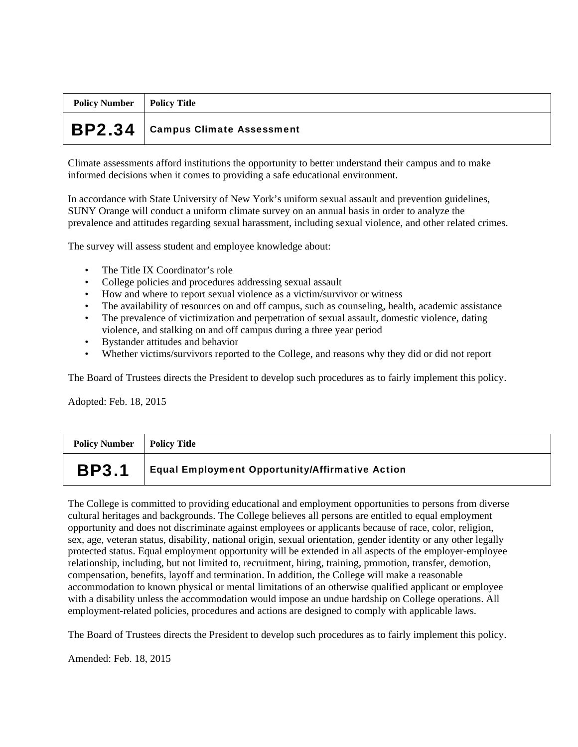| Policy Number | Policy Title |
|---|---|
| **BP2.34** | **Campus Climate Assessment** |

Climate assessments afford institutions the opportunity to better understand their campus and to make informed decisions when it comes to providing a safe educational environment.

In accordance with State University of New York's uniform sexual assault and prevention guidelines, SUNY Orange will conduct a uniform climate survey on an annual basis in order to analyze the prevalence and attitudes regarding sexual harassment, including sexual violence, and other related crimes.

The survey will assess student and employee knowledge about:

- The Title IX Coordinator's role
- College policies and procedures addressing sexual assault
- How and where to report sexual violence as a victim/survivor or witness
- The availability of resources on and off campus, such as counseling, health, academic assistance
- The prevalence of victimization and perpetration of sexual assault, domestic violence, dating violence, and stalking on and off campus during a three year period
- Bystander attitudes and behavior
- Whether victims/survivors reported to the College, and reasons why they did or did not report

The Board of Trustees directs the President to develop such procedures as to fairly implement this policy.

Adopted: Feb. 18, 2015

| Policy Number | Policy Title |
|---|---|
| **BP3.1** | **Equal Employment Opportunity/Affirmative Action** |

The College is committed to providing educational and employment opportunities to persons from diverse cultural heritages and backgrounds. The College believes all persons are entitled to equal employment opportunity and does not discriminate against employees or applicants because of race, color, religion, sex, age, veteran status, disability, national origin, sexual orientation, gender identity or any other legally protected status. Equal employment opportunity will be extended in all aspects of the employer-employee relationship, including, but not limited to, recruitment, hiring, training, promotion, transfer, demotion, compensation, benefits, layoff and termination. In addition, the College will make a reasonable accommodation to known physical or mental limitations of an otherwise qualified applicant or employee with a disability unless the accommodation would impose an undue hardship on College operations. All employment-related policies, procedures and actions are designed to comply with applicable laws.

The Board of Trustees directs the President to develop such procedures as to fairly implement this policy.

Amended: Feb. 18, 2015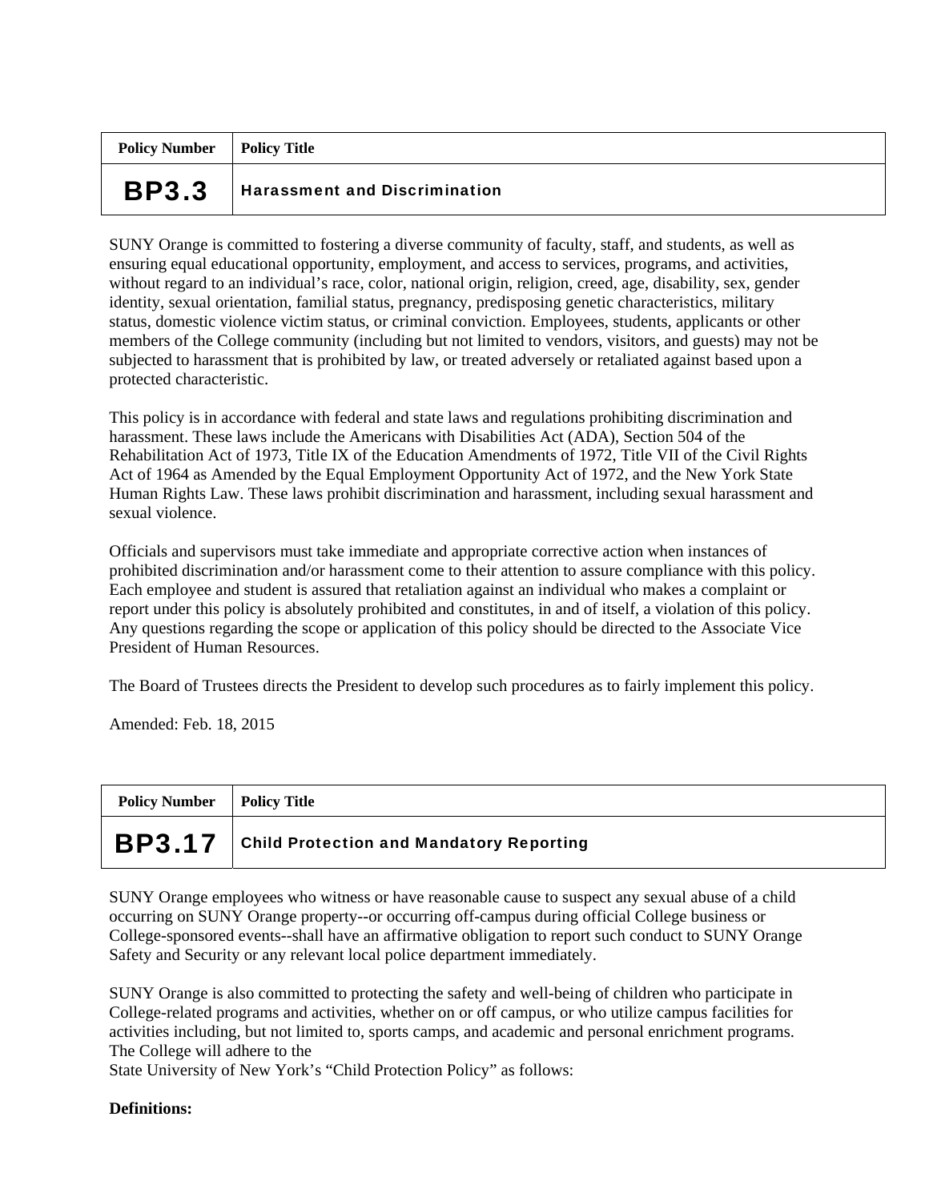| Policy Number | Policy Title |
|---|---|
| **BP3.3** | **Harassment and Discrimination** |

SUNY Orange is committed to fostering a diverse community of faculty, staff, and students, as well as ensuring equal educational opportunity, employment, and access to services, programs, and activities, without regard to an individual's race, color, national origin, religion, creed, age, disability, sex, gender identity, sexual orientation, familial status, pregnancy, predisposing genetic characteristics, military status, domestic violence victim status, or criminal conviction. Employees, students, applicants or other members of the College community (including but not limited to vendors, visitors, and guests) may not be subjected to harassment that is prohibited by law, or treated adversely or retaliated against based upon a protected characteristic.

This policy is in accordance with federal and state laws and regulations prohibiting discrimination and harassment. These laws include the Americans with Disabilities Act (ADA), Section 504 of the Rehabilitation Act of 1973, Title IX of the Education Amendments of 1972, Title VII of the Civil Rights Act of 1964 as Amended by the Equal Employment Opportunity Act of 1972, and the New York State Human Rights Law. These laws prohibit discrimination and harassment, including sexual harassment and sexual violence.

Officials and supervisors must take immediate and appropriate corrective action when instances of prohibited discrimination and/or harassment come to their attention to assure compliance with this policy. Each employee and student is assured that retaliation against an individual who makes a complaint or report under this policy is absolutely prohibited and constitutes, in and of itself, a violation of this policy. Any questions regarding the scope or application of this policy should be directed to the Associate Vice President of Human Resources.

The Board of Trustees directs the President to develop such procedures as to fairly implement this policy.

Amended: Feb. 18, 2015

| Policy Number | Policy Title |
|---|---|
| **BP3.17** | **Child Protection and Mandatory Reporting** |

SUNY Orange employees who witness or have reasonable cause to suspect any sexual abuse of a child occurring on SUNY Orange property--or occurring off-campus during official College business or College-sponsored events--shall have an affirmative obligation to report such conduct to SUNY Orange Safety and Security or any relevant local police department immediately.

SUNY Orange is also committed to protecting the safety and well-being of children who participate in College-related programs and activities, whether on or off campus, or who utilize campus facilities for activities including, but not limited to, sports camps, and academic and personal enrichment programs. The College will adhere to the
State University of New York's "Child Protection Policy" as follows:

**Definitions:**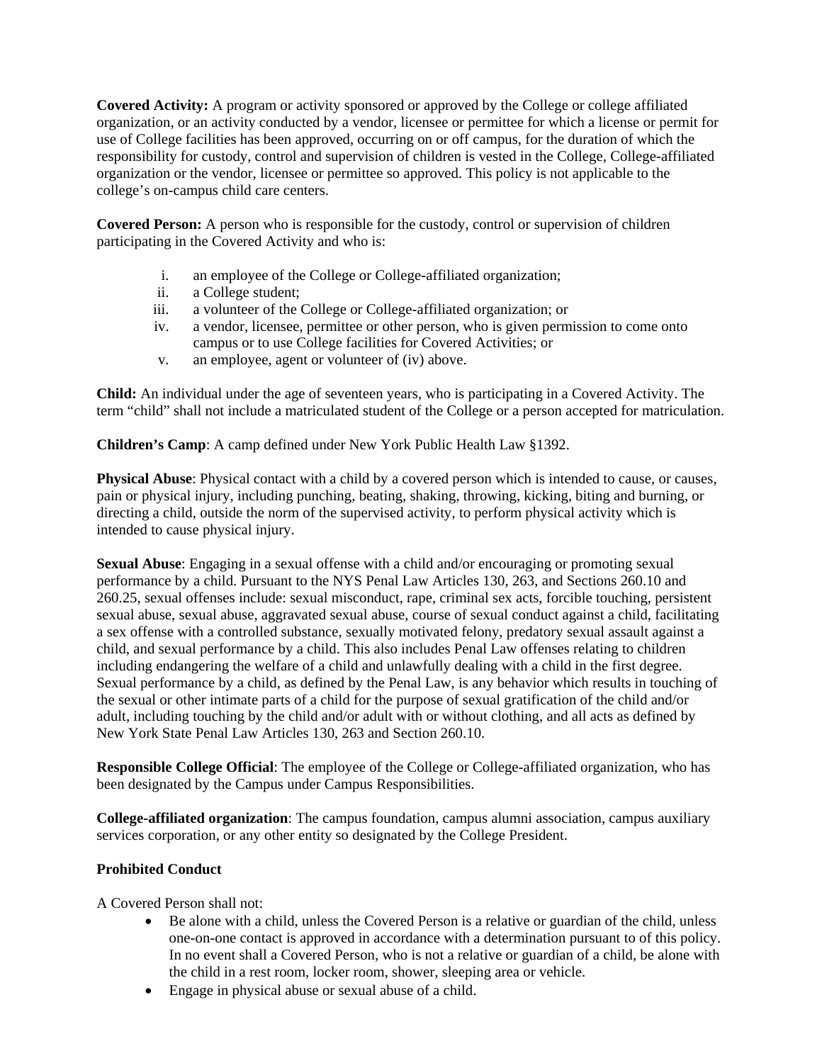**Covered Activity:** A program or activity sponsored or approved by the College or college affiliated organization, or an activity conducted by a vendor, licensee or permittee for which a license or permit for use of College facilities has been approved, occurring on or off campus, for the duration of which the responsibility for custody, control and supervision of children is vested in the College, College-affiliated organization or the vendor, licensee or permittee so approved. This policy is not applicable to the college's on-campus child care centers.

**Covered Person:** A person who is responsible for the custody, control or supervision of children participating in the Covered Activity and who is:

i. an employee of the College or College-affiliated organization;
ii. a College student;
iii. a volunteer of the College or College-affiliated organization; or
iv. a vendor, licensee, permittee or other person, who is given permission to come onto campus or to use College facilities for Covered Activities; or
v. an employee, agent or volunteer of (iv) above.

**Child:** An individual under the age of seventeen years, who is participating in a Covered Activity. The term "child" shall not include a matriculated student of the College or a person accepted for matriculation.

**Children's Camp**: A camp defined under New York Public Health Law §1392.

**Physical Abuse**: Physical contact with a child by a covered person which is intended to cause, or causes, pain or physical injury, including punching, beating, shaking, throwing, kicking, biting and burning, or directing a child, outside the norm of the supervised activity, to perform physical activity which is intended to cause physical injury.

**Sexual Abuse**: Engaging in a sexual offense with a child and/or encouraging or promoting sexual performance by a child. Pursuant to the NYS Penal Law Articles 130, 263, and Sections 260.10 and 260.25, sexual offenses include: sexual misconduct, rape, criminal sex acts, forcible touching, persistent sexual abuse, sexual abuse, aggravated sexual abuse, course of sexual conduct against a child, facilitating a sex offense with a controlled substance, sexually motivated felony, predatory sexual assault against a child, and sexual performance by a child. This also includes Penal Law offenses relating to children including endangering the welfare of a child and unlawfully dealing with a child in the first degree. Sexual performance by a child, as defined by the Penal Law, is any behavior which results in touching of the sexual or other intimate parts of a child for the purpose of sexual gratification of the child and/or adult, including touching by the child and/or adult with or without clothing, and all acts as defined by New York State Penal Law Articles 130, 263 and Section 260.10.

**Responsible College Official**: The employee of the College or College-affiliated organization, who has been designated by the Campus under Campus Responsibilities.

**College-affiliated organization**: The campus foundation, campus alumni association, campus auxiliary services corporation, or any other entity so designated by the College President.

**Prohibited Conduct**

A Covered Person shall not:

- Be alone with a child, unless the Covered Person is a relative or guardian of the child, unless one-on-one contact is approved in accordance with a determination pursuant to of this policy. In no event shall a Covered Person, who is not a relative or guardian of a child, be alone with the child in a rest room, locker room, shower, sleeping area or vehicle.
- Engage in physical abuse or sexual abuse of a child.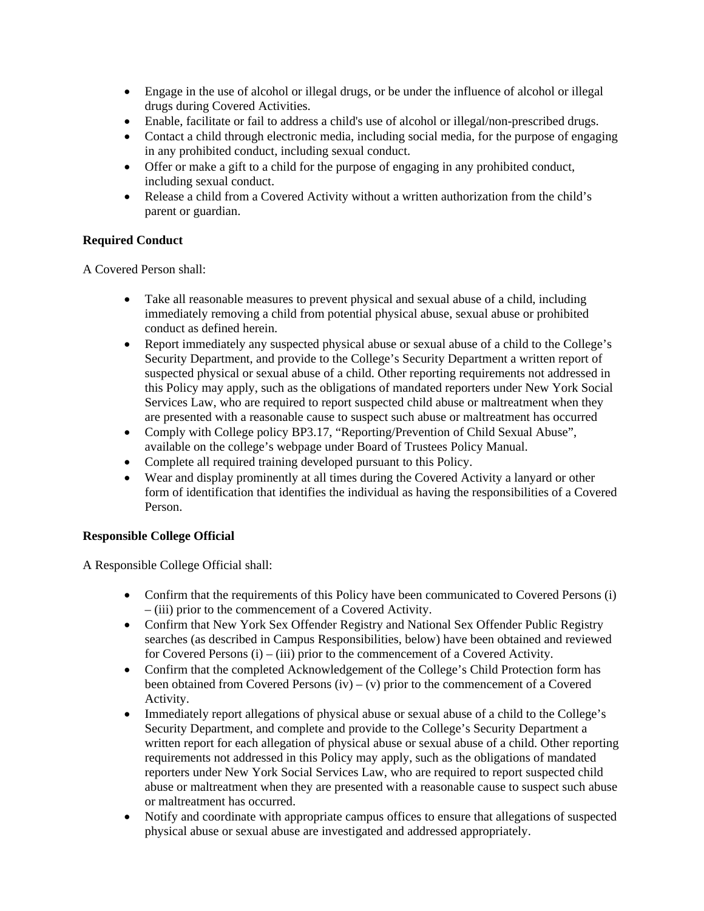- Engage in the use of alcohol or illegal drugs, or be under the influence of alcohol or illegal drugs during Covered Activities.
- Enable, facilitate or fail to address a child's use of alcohol or illegal/non-prescribed drugs.
- Contact a child through electronic media, including social media, for the purpose of engaging in any prohibited conduct, including sexual conduct.
- Offer or make a gift to a child for the purpose of engaging in any prohibited conduct, including sexual conduct.
- Release a child from a Covered Activity without a written authorization from the child's parent or guardian.

**Required Conduct**

A Covered Person shall:

- Take all reasonable measures to prevent physical and sexual abuse of a child, including immediately removing a child from potential physical abuse, sexual abuse or prohibited conduct as defined herein.
- Report immediately any suspected physical abuse or sexual abuse of a child to the College's Security Department, and provide to the College's Security Department a written report of suspected physical or sexual abuse of a child. Other reporting requirements not addressed in this Policy may apply, such as the obligations of mandated reporters under New York Social Services Law, who are required to report suspected child abuse or maltreatment when they are presented with a reasonable cause to suspect such abuse or maltreatment has occurred
- Comply with College policy BP3.17, "Reporting/Prevention of Child Sexual Abuse", available on the college's webpage under Board of Trustees Policy Manual.
- Complete all required training developed pursuant to this Policy.
- Wear and display prominently at all times during the Covered Activity a lanyard or other form of identification that identifies the individual as having the responsibilities of a Covered Person.

**Responsible College Official**

A Responsible College Official shall:

- Confirm that the requirements of this Policy have been communicated to Covered Persons (i) – (iii) prior to the commencement of a Covered Activity.
- Confirm that New York Sex Offender Registry and National Sex Offender Public Registry searches (as described in Campus Responsibilities, below) have been obtained and reviewed for Covered Persons (i) – (iii) prior to the commencement of a Covered Activity.
- Confirm that the completed Acknowledgement of the College's Child Protection form has been obtained from Covered Persons (iv) – (v) prior to the commencement of a Covered Activity.
- Immediately report allegations of physical abuse or sexual abuse of a child to the College's Security Department, and complete and provide to the College's Security Department a written report for each allegation of physical abuse or sexual abuse of a child. Other reporting requirements not addressed in this Policy may apply, such as the obligations of mandated reporters under New York Social Services Law, who are required to report suspected child abuse or maltreatment when they are presented with a reasonable cause to suspect such abuse or maltreatment has occurred.
- Notify and coordinate with appropriate campus offices to ensure that allegations of suspected physical abuse or sexual abuse are investigated and addressed appropriately.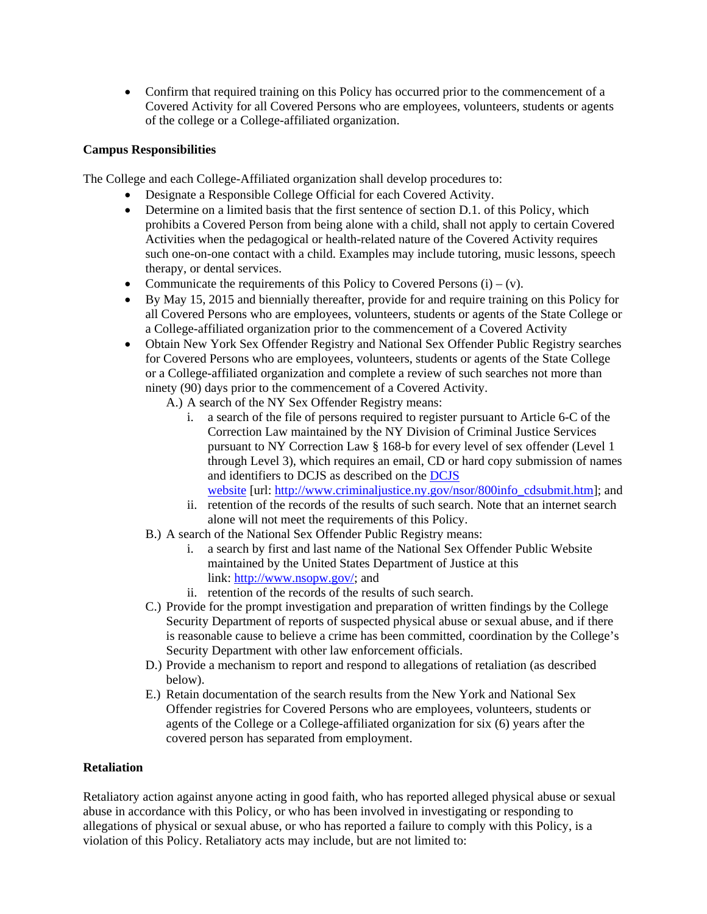- Confirm that required training on this Policy has occurred prior to the commencement of a Covered Activity for all Covered Persons who are employees, volunteers, students or agents of the college or a College-affiliated organization.

**Campus Responsibilities**

The College and each College-Affiliated organization shall develop procedures to:

- Designate a Responsible College Official for each Covered Activity.
- Determine on a limited basis that the first sentence of section D.1. of this Policy, which prohibits a Covered Person from being alone with a child, shall not apply to certain Covered Activities when the pedagogical or health-related nature of the Covered Activity requires such one-on-one contact with a child. Examples may include tutoring, music lessons, speech therapy, or dental services.
- Communicate the requirements of this Policy to Covered Persons (i) – (v).
- By May 15, 2015 and biennially thereafter, provide for and require training on this Policy for all Covered Persons who are employees, volunteers, students or agents of the State College or a College-affiliated organization prior to the commencement of a Covered Activity
- Obtain New York Sex Offender Registry and National Sex Offender Public Registry searches for Covered Persons who are employees, volunteers, students or agents of the State College or a College-affiliated organization and complete a review of such searches not more than ninety (90) days prior to the commencement of a Covered Activity.
  - A.) A search of the NY Sex Offender Registry means:
    1. a search of the file of persons required to register pursuant to Article 6-C of the Correction Law maintained by the NY Division of Criminal Justice Services pursuant to NY Correction Law § 168-b for every level of sex offender (Level 1 through Level 3), which requires an email, CD or hard copy submission of names and identifiers to DCJS as described on the [DCJS website](http://www.criminaljustice.ny.gov/nsor/800info_cdsubmit.htm) [url: http://www.criminaljustice.ny.gov/nsor/800info_cdsubmit.htm]; and
    2. retention of the records of the results of such search. Note that an internet search alone will not meet the requirements of this Policy.
  - B.) A search of the National Sex Offender Public Registry means:
    1. a search by first and last name of the National Sex Offender Public Website maintained by the United States Department of Justice at this link: http://www.nsopw.gov/; and
    2. retention of the records of the results of such search.
  - C.) Provide for the prompt investigation and preparation of written findings by the College Security Department of reports of suspected physical abuse or sexual abuse, and if there is reasonable cause to believe a crime has been committed, coordination by the College's Security Department with other law enforcement officials.
  - D.) Provide a mechanism to report and respond to allegations of retaliation (as described below).
  - E.) Retain documentation of the search results from the New York and National Sex Offender registries for Covered Persons who are employees, volunteers, students or agents of the College or a College-affiliated organization for six (6) years after the covered person has separated from employment.

**Retaliation**

Retaliatory action against anyone acting in good faith, who has reported alleged physical abuse or sexual abuse in accordance with this Policy, or who has been involved in investigating or responding to allegations of physical or sexual abuse, or who has reported a failure to comply with this Policy, is a violation of this Policy. Retaliatory acts may include, but are not limited to: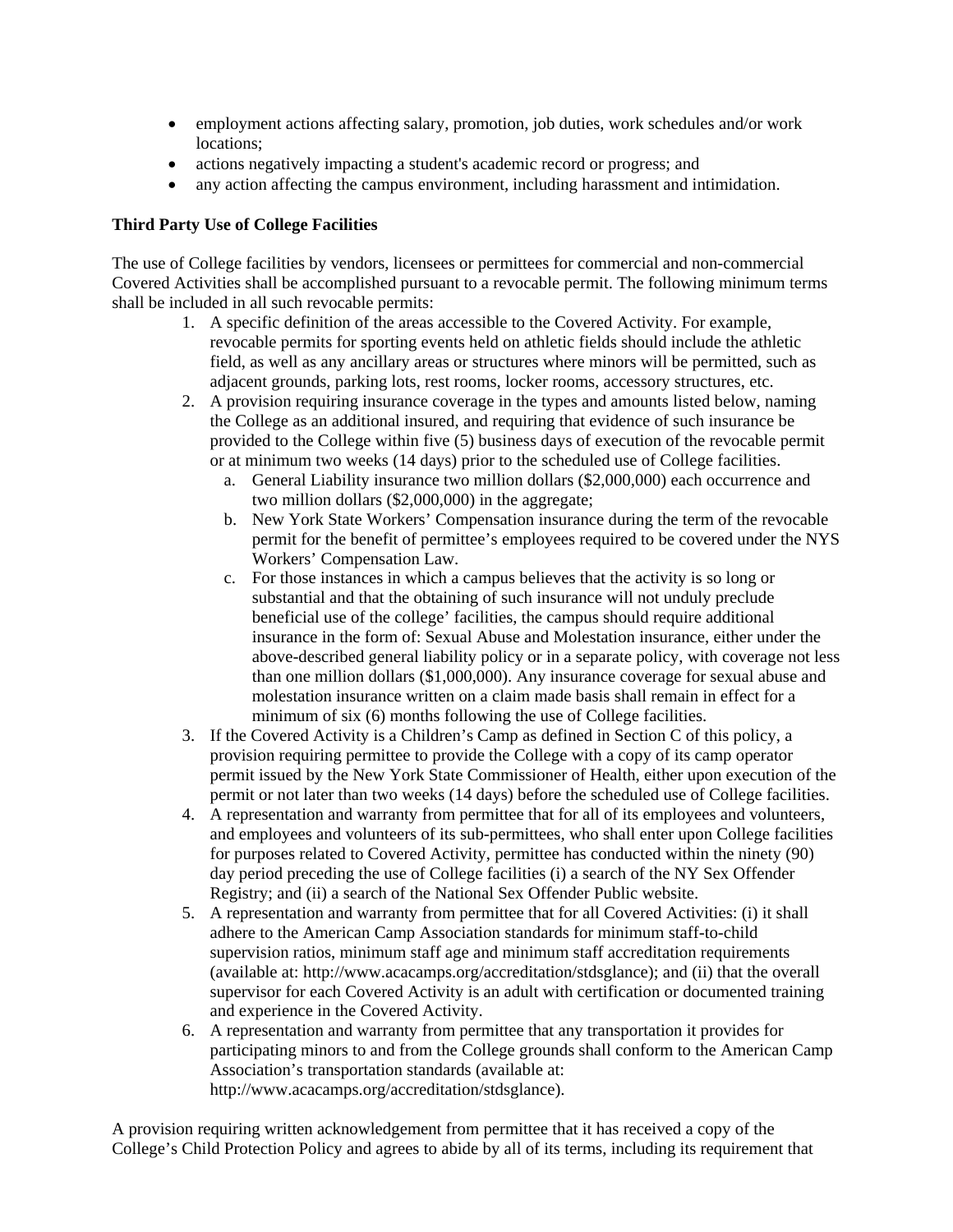- employment actions affecting salary, promotion, job duties, work schedules and/or work locations;
- actions negatively impacting a student's academic record or progress; and
- any action affecting the campus environment, including harassment and intimidation.

**Third Party Use of College Facilities**

The use of College facilities by vendors, licensees or permittees for commercial and non-commercial Covered Activities shall be accomplished pursuant to a revocable permit. The following minimum terms shall be included in all such revocable permits:

1. A specific definition of the areas accessible to the Covered Activity. For example, revocable permits for sporting events held on athletic fields should include the athletic field, as well as any ancillary areas or structures where minors will be permitted, such as adjacent grounds, parking lots, rest rooms, locker rooms, accessory structures, etc.
2. A provision requiring insurance coverage in the types and amounts listed below, naming the College as an additional insured, and requiring that evidence of such insurance be provided to the College within five (5) business days of execution of the revocable permit or at minimum two weeks (14 days) prior to the scheduled use of College facilities.
   a. General Liability insurance two million dollars ($2,000,000) each occurrence and two million dollars ($2,000,000) in the aggregate;
   b. New York State Workers' Compensation insurance during the term of the revocable permit for the benefit of permittee's employees required to be covered under the NYS Workers' Compensation Law.
   c. For those instances in which a campus believes that the activity is so long or substantial and that the obtaining of such insurance will not unduly preclude beneficial use of the college' facilities, the campus should require additional insurance in the form of: Sexual Abuse and Molestation insurance, either under the above-described general liability policy or in a separate policy, with coverage not less than one million dollars ($1,000,000). Any insurance coverage for sexual abuse and molestation insurance written on a claim made basis shall remain in effect for a minimum of six (6) months following the use of College facilities.
3. If the Covered Activity is a Children's Camp as defined in Section C of this policy, a provision requiring permittee to provide the College with a copy of its camp operator permit issued by the New York State Commissioner of Health, either upon execution of the permit or not later than two weeks (14 days) before the scheduled use of College facilities.
4. A representation and warranty from permittee that for all of its employees and volunteers, and employees and volunteers of its sub-permittees, who shall enter upon College facilities for purposes related to Covered Activity, permittee has conducted within the ninety (90) day period preceding the use of College facilities (i) a search of the NY Sex Offender Registry; and (ii) a search of the National Sex Offender Public website.
5. A representation and warranty from permittee that for all Covered Activities: (i) it shall adhere to the American Camp Association standards for minimum staff-to-child supervision ratios, minimum staff age and minimum staff accreditation requirements (available at: http://www.acacamps.org/accreditation/stdsglance); and (ii) that the overall supervisor for each Covered Activity is an adult with certification or documented training and experience in the Covered Activity.
6. A representation and warranty from permittee that any transportation it provides for participating minors to and from the College grounds shall conform to the American Camp Association's transportation standards (available at: http://www.acacamps.org/accreditation/stdsglance).

A provision requiring written acknowledgement from permittee that it has received a copy of the College's Child Protection Policy and agrees to abide by all of its terms, including its requirement that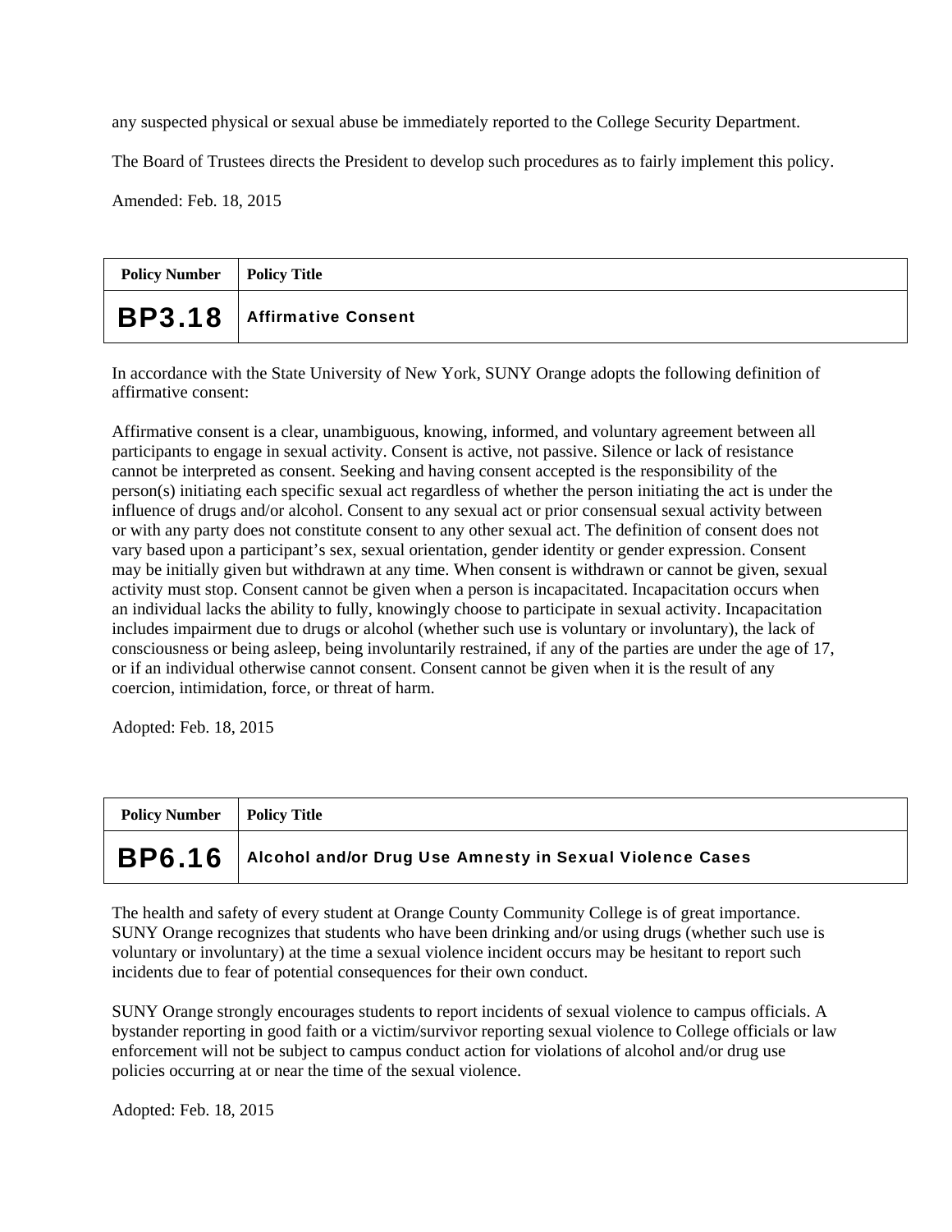any suspected physical or sexual abuse be immediately reported to the College Security Department.

The Board of Trustees directs the President to develop such procedures as to fairly implement this policy.

Amended: Feb. 18, 2015

| Policy Number | Policy Title |
|---|---|
| **BP3.18** | **Affirmative Consent** |

In accordance with the State University of New York, SUNY Orange adopts the following definition of affirmative consent:

Affirmative consent is a clear, unambiguous, knowing, informed, and voluntary agreement between all participants to engage in sexual activity. Consent is active, not passive. Silence or lack of resistance cannot be interpreted as consent. Seeking and having consent accepted is the responsibility of the person(s) initiating each specific sexual act regardless of whether the person initiating the act is under the influence of drugs and/or alcohol. Consent to any sexual act or prior consensual sexual activity between or with any party does not constitute consent to any other sexual act. The definition of consent does not vary based upon a participant's sex, sexual orientation, gender identity or gender expression. Consent may be initially given but withdrawn at any time. When consent is withdrawn or cannot be given, sexual activity must stop. Consent cannot be given when a person is incapacitated. Incapacitation occurs when an individual lacks the ability to fully, knowingly choose to participate in sexual activity. Incapacitation includes impairment due to drugs or alcohol (whether such use is voluntary or involuntary), the lack of consciousness or being asleep, being involuntarily restrained, if any of the parties are under the age of 17, or if an individual otherwise cannot consent. Consent cannot be given when it is the result of any coercion, intimidation, force, or threat of harm.

Adopted: Feb. 18, 2015

| Policy Number | Policy Title |
|---|---|
| **BP6.16** | **Alcohol and/or Drug Use Amnesty in Sexual Violence Cases** |

The health and safety of every student at Orange County Community College is of great importance. SUNY Orange recognizes that students who have been drinking and/or using drugs (whether such use is voluntary or involuntary) at the time a sexual violence incident occurs may be hesitant to report such incidents due to fear of potential consequences for their own conduct.

SUNY Orange strongly encourages students to report incidents of sexual violence to campus officials. A bystander reporting in good faith or a victim/survivor reporting sexual violence to College officials or law enforcement will not be subject to campus conduct action for violations of alcohol and/or drug use policies occurring at or near the time of the sexual violence.

Adopted: Feb. 18, 2015